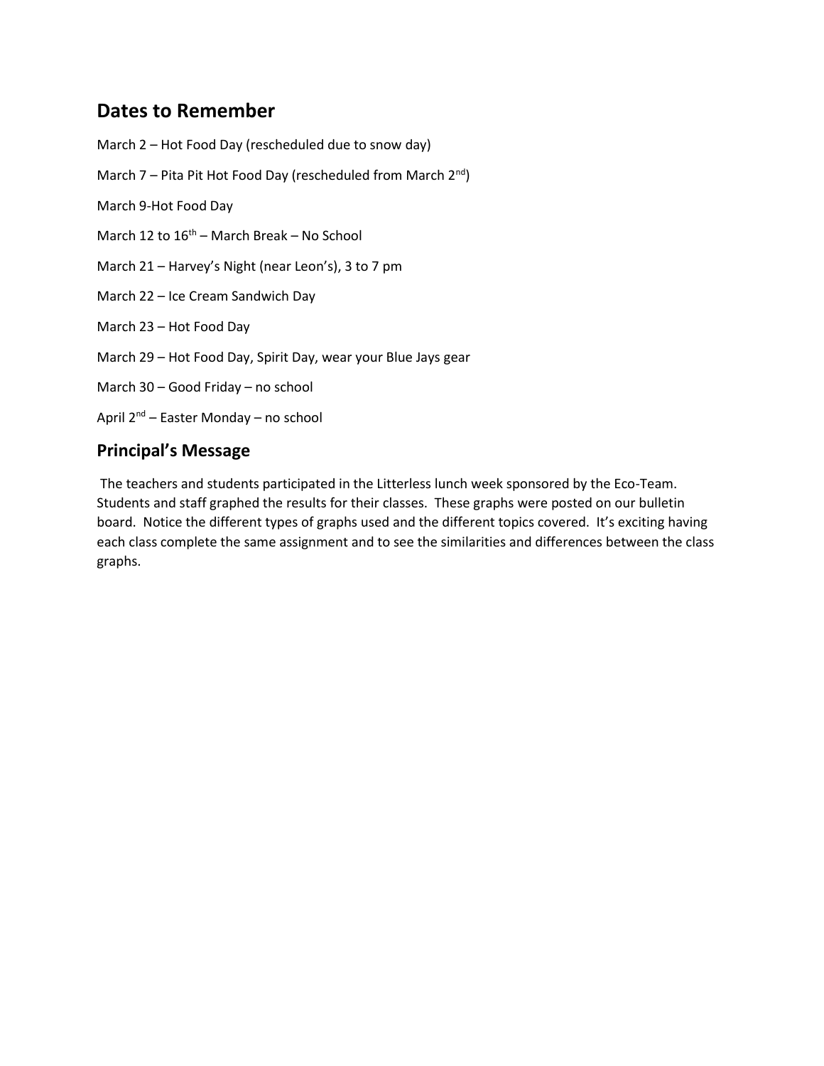## Dates to Remember

March 2 – Hot Food Day (rescheduled due to snow day)

March 7 – Pita Pit Hot Food Day (rescheduled from March 2nd)

March 9-Hot Food Day

March 12 to 16th – March Break – No School

March 21 – Harvey's Night (near Leon's), 3 to 7 pm

March 22 – Ice Cream Sandwich Day

March 23 – Hot Food Day

March 29 – Hot Food Day, Spirit Day, wear your Blue Jays gear

March 30 – Good Friday – no school

April 2nd – Easter Monday – no school

## Principal's Message

The teachers and students participated in the Litterless lunch week sponsored by the Eco-Team. Students and staff graphed the results for their classes. These graphs were posted on our bulletin board. Notice the different types of graphs used and the different topics covered. It's exciting having each class complete the same assignment and to see the similarities and differences between the class graphs.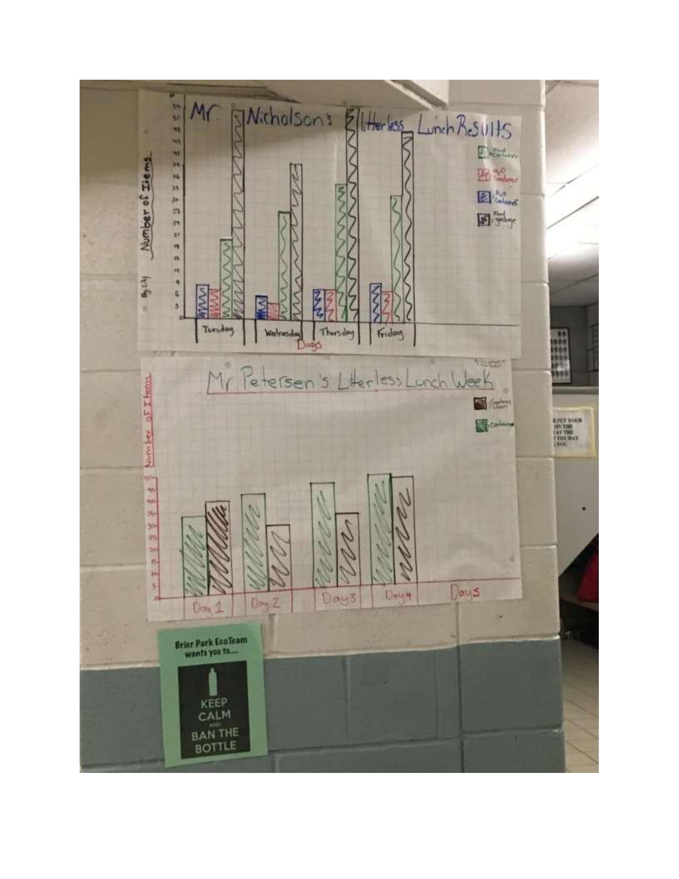Mr Nicholson's Litterless Lunch Results

Number of Items

Tuesday | Wednesday | Thursday | Friday

Days

Mr Petersen's Litterless Lunch Week

Number of Items

Day 1 | Day 2 | Day 3 | Day 4

Days

Brier Park EcoTeam wants you to....

KEEP CALM AND BAN THE BOTTLE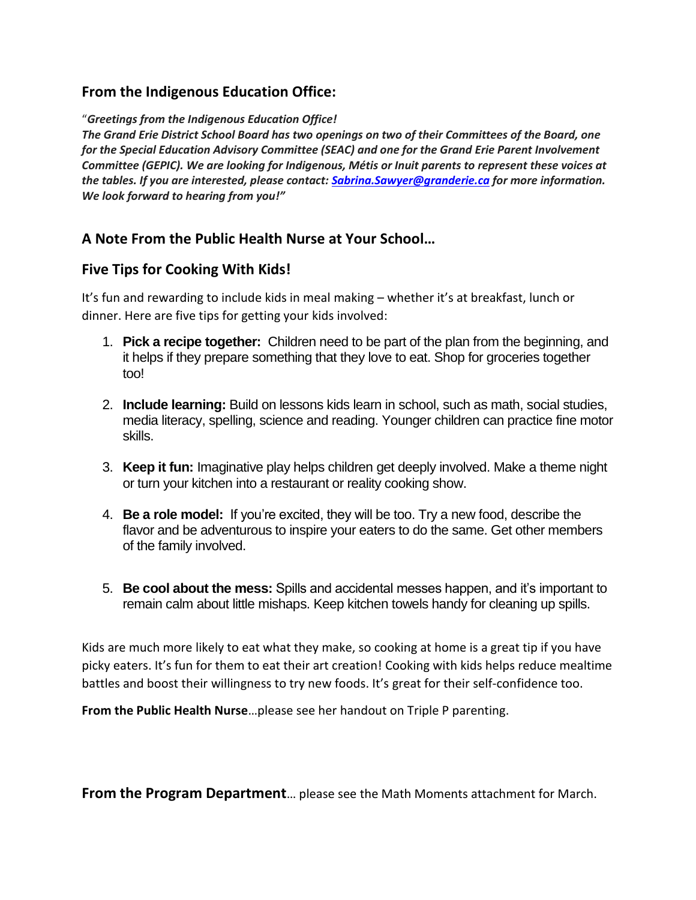## From the Indigenous Education Office:

"***Greetings from the Indigenous Education Office!***
***The Grand Erie District School Board has two openings on two of their Committees of the Board, one for the Special Education Advisory Committee (SEAC) and one for the Grand Erie Parent Involvement Committee (GEPIC). We are looking for Indigenous, Métis or Inuit parents to represent these voices at the tables. If you are interested, please contact: [Sabrina.Sawyer@granderie.ca](mailto:Sabrina.Sawyer@granderie.ca) for more information. We look forward to hearing from you!"***

## A Note From the Public Health Nurse at Your School…

## Five Tips for Cooking With Kids!

It's fun and rewarding to include kids in meal making – whether it's at breakfast, lunch or dinner. Here are five tips for getting your kids involved:

1. **Pick a recipe together:** Children need to be part of the plan from the beginning, and it helps if they prepare something that they love to eat. Shop for groceries together too!

2. **Include learning:** Build on lessons kids learn in school, such as math, social studies, media literacy, spelling, science and reading. Younger children can practice fine motor skills.

3. **Keep it fun:** Imaginative play helps children get deeply involved. Make a theme night or turn your kitchen into a restaurant or reality cooking show.

4. **Be a role model:** If you're excited, they will be too. Try a new food, describe the flavor and be adventurous to inspire your eaters to do the same. Get other members of the family involved.

5. **Be cool about the mess:** Spills and accidental messes happen, and it's important to remain calm about little mishaps. Keep kitchen towels handy for cleaning up spills.

Kids are much more likely to eat what they make, so cooking at home is a great tip if you have picky eaters. It's fun for them to eat their art creation! Cooking with kids helps reduce mealtime battles and boost their willingness to try new foods. It's great for their self-confidence too.

**From the Public Health Nurse**…please see her handout on Triple P parenting.

**From the Program Department**… please see the Math Moments attachment for March.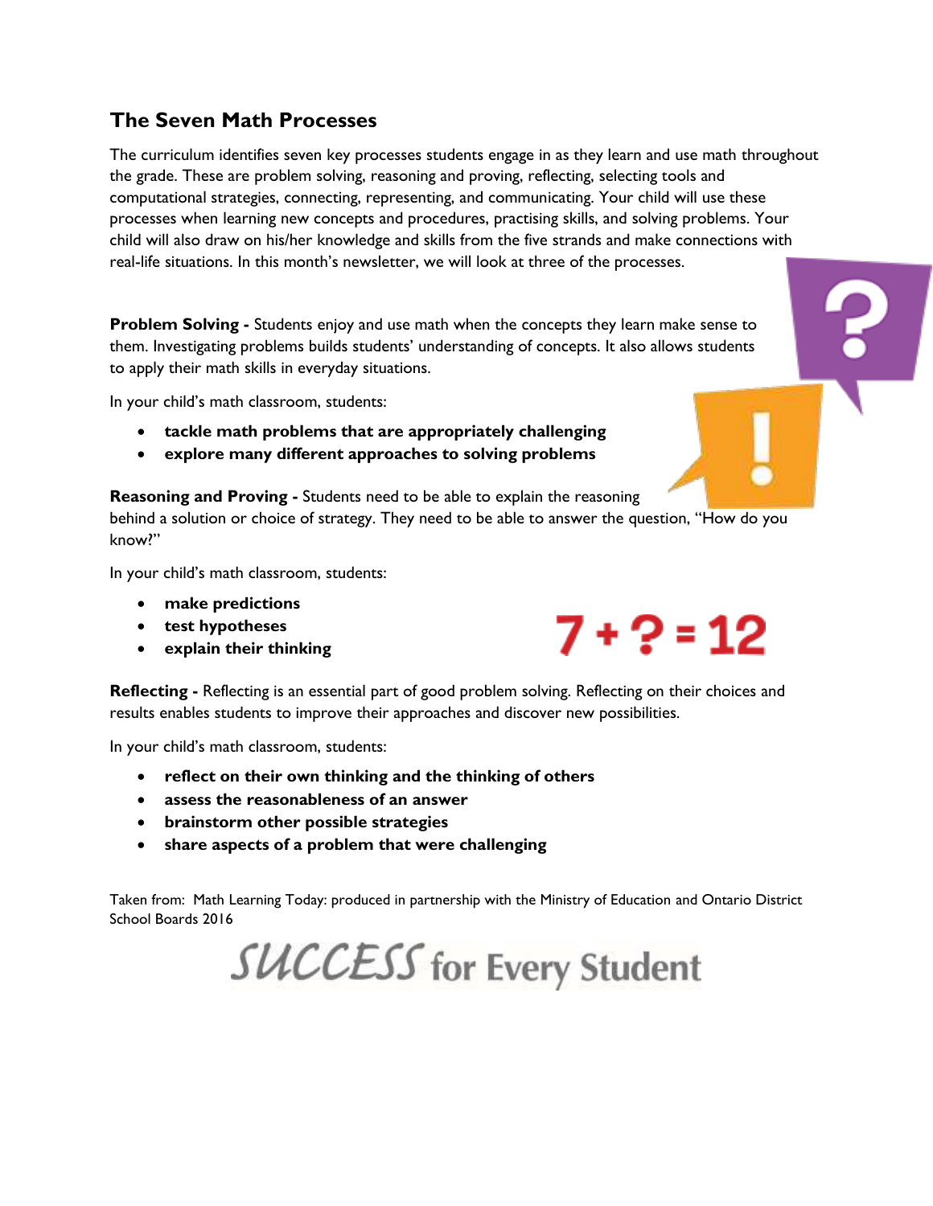## The Seven Math Processes

The curriculum identifies seven key processes students engage in as they learn and use math throughout the grade. These are problem solving, reasoning and proving, reflecting, selecting tools and computational strategies, connecting, representing, and communicating. Your child will use these processes when learning new concepts and procedures, practising skills, and solving problems. Your child will also draw on his/her knowledge and skills from the five strands and make connections with real-life situations. In this month's newsletter, we will look at three of the processes.

**Problem Solving -** Students enjoy and use math when the concepts they learn make sense to them. Investigating problems builds students' understanding of concepts. It also allows students to apply their math skills in everyday situations.

In your child's math classroom, students:

- **tackle math problems that are appropriately challenging**
- **explore many different approaches to solving problems**

**Reasoning and Proving -** Students need to be able to explain the reasoning behind a solution or choice of strategy. They need to be able to answer the question, "How do you know?"

In your child's math classroom, students:

- **make predictions**
- **test hypotheses**
- **explain their thinking**

7 + ? = 12

**Reflecting -** Reflecting is an essential part of good problem solving. Reflecting on their choices and results enables students to improve their approaches and discover new possibilities.

In your child's math classroom, students:

- **reflect on their own thinking and the thinking of others**
- **assess the reasonableness of an answer**
- **brainstorm other possible strategies**
- **share aspects of a problem that were challenging**

Taken from: Math Learning Today: produced in partnership with the Ministry of Education and Ontario District School Boards 2016

SUCCESS for Every Student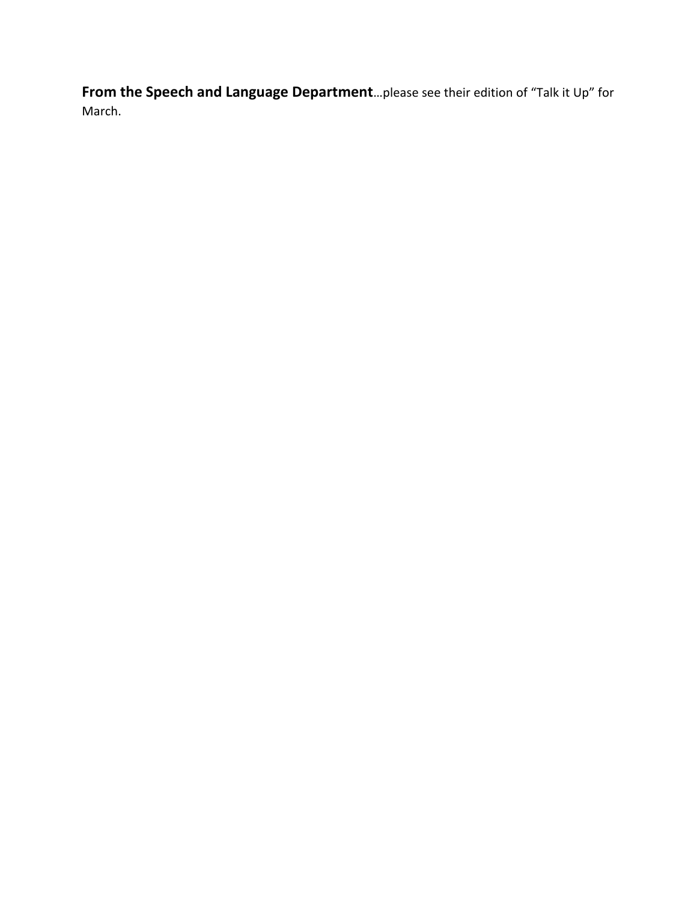**From the Speech and Language Department**…please see their edition of "Talk it Up" for March.